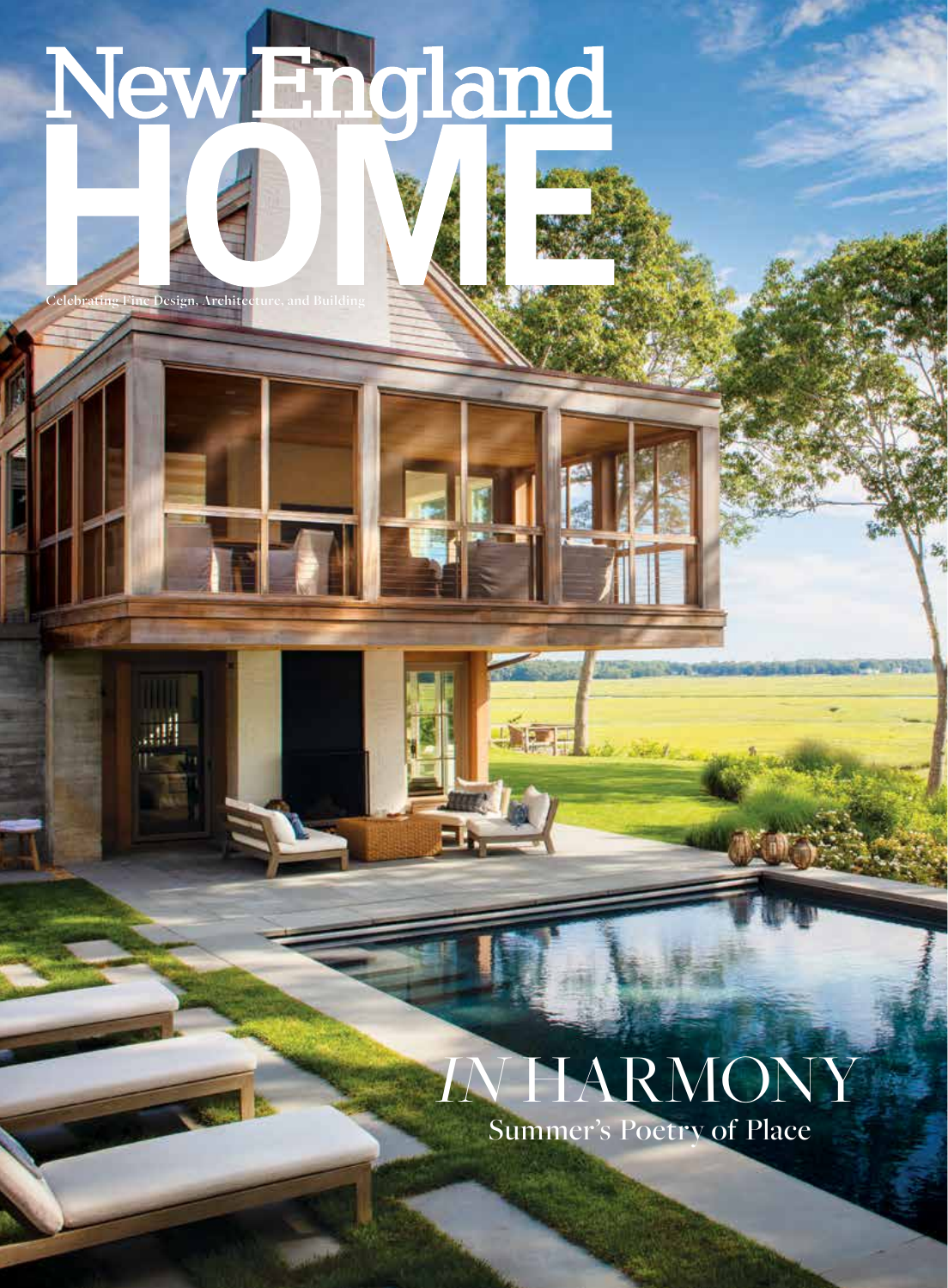# New England HOME

Celebrating Fine Design, Architecture, and Building

## *IN* HARMONY

Summer's Poetry of Place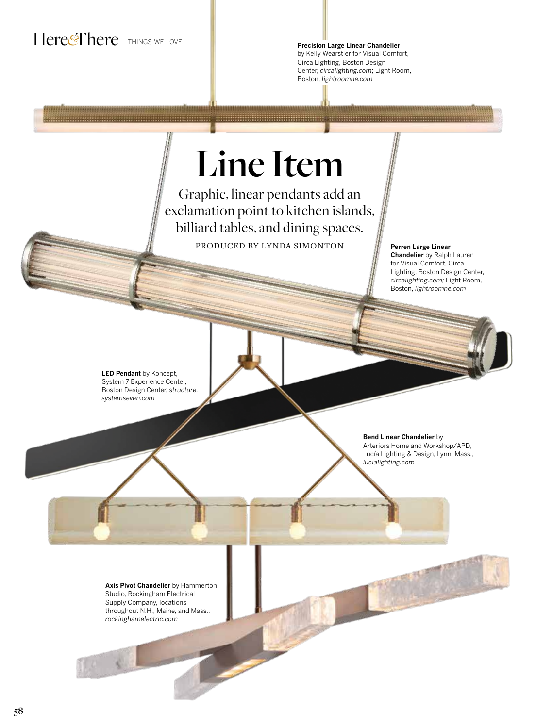# Line Item

Graphic, linear pendants add an exclamation point to kitchen islands, billiard tables, and dining spaces.

PRODUCED BY LYNDA SIMONTON

**Precision Large Linear Chandelier** by Kelly Wearstler for Visual Comfort, Circa Lighting, Boston Design Center, *circalighting.com*; Light Room, Boston, *lightroomne.com*

**Perren Large Linear Chandelier** by Ralph Lauren for Visual Comfort, Circa Lighting, Boston Design Center, *circalighting.com;* Light Room, Boston, *lightroomne.com*

**LED Pendant** by Koncept, System 7 Experience Center, Boston Design Center, *structure. systemseven.com*

**Bend Linear Chandelier** by Arteriors Home and Workshop/APD, Lucía Lighting & Design, Lynn, Mass., *lucialighting.com*

**Axis Pivot Chandelier** by Hammerton Studio, Rockingham Electrical Supply Company, locations throughout N.H., Maine, and Mass., *rockinghamelectric.com*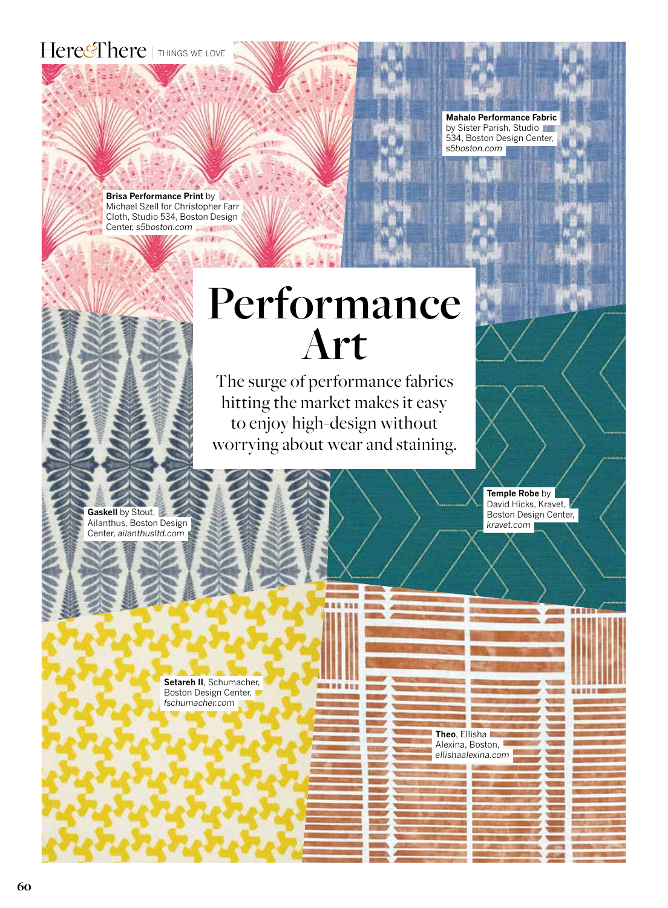# Performance Art

The surge of performance fabrics hitting the market makes it easy to enjoy high-design without worrying about wear and staining.

**Brisa Performance Print** by Michael Szell for Christopher Farr Cloth, Studio 534, Boston Design Center, *s5boston.com*

**Mahalo Performance Fabric** by Sister Parish, Studio 534, Boston Design Center, *s5boston.com*

**Gaskell** by Stout, Ailanthus, Boston Design Center, *ailanthusltd.com*

**Temple Robe** by David Hicks, Kravet, Boston Design Center, *kravet.com*

**Setareh II**, Schumacher, Boston Design Center, *fschumacher.com*

**Theo**, Ellisha Alexina, Boston, *ellishaalexina.com*